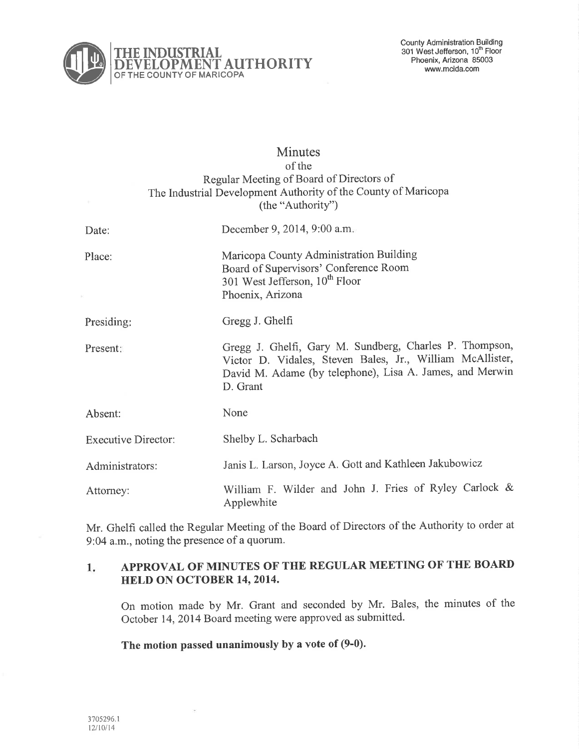**THE INDUSTRIAL DEVELOPMENT AUTHORITY**
OF THE COUNTY OF MARICOPA

County Administration Building
301 West Jefferson, 10th Floor
Phoenix, Arizona 85003
www.mcida.com

# Minutes

of the
Regular Meeting of Board of Directors of
The Industrial Development Authority of the County of Maricopa
(the "Authority")

| | |
|---|---|
| Date: | December 9, 2014, 9:00 a.m. |
| Place: | Maricopa County Administration Building<br>Board of Supervisors' Conference Room<br>301 West Jefferson, 10th Floor<br>Phoenix, Arizona |
| Presiding: | Gregg J. Ghelfi |
| Present: | Gregg J. Ghelfi, Gary M. Sundberg, Charles P. Thompson, Victor D. Vidales, Steven Bales, Jr., William McAllister, David M. Adame (by telephone), Lisa A. James, and Merwin D. Grant |
| Absent: | None |
| Executive Director: | Shelby L. Scharbach |
| Administrators: | Janis L. Larson, Joyce A. Gott and Kathleen Jakubowicz |
| Attorney: | William F. Wilder and John J. Fries of Ryley Carlock & Applewhite |

Mr. Ghelfi called the Regular Meeting of the Board of Directors of the Authority to order at 9:04 a.m., noting the presence of a quorum.

## 1. APPROVAL OF MINUTES OF THE REGULAR MEETING OF THE BOARD HELD ON OCTOBER 14, 2014.

On motion made by Mr. Grant and seconded by Mr. Bales, the minutes of the October 14, 2014 Board meeting were approved as submitted.

**The motion passed unanimously by a vote of (9-0).**

3705296.1
12/10/14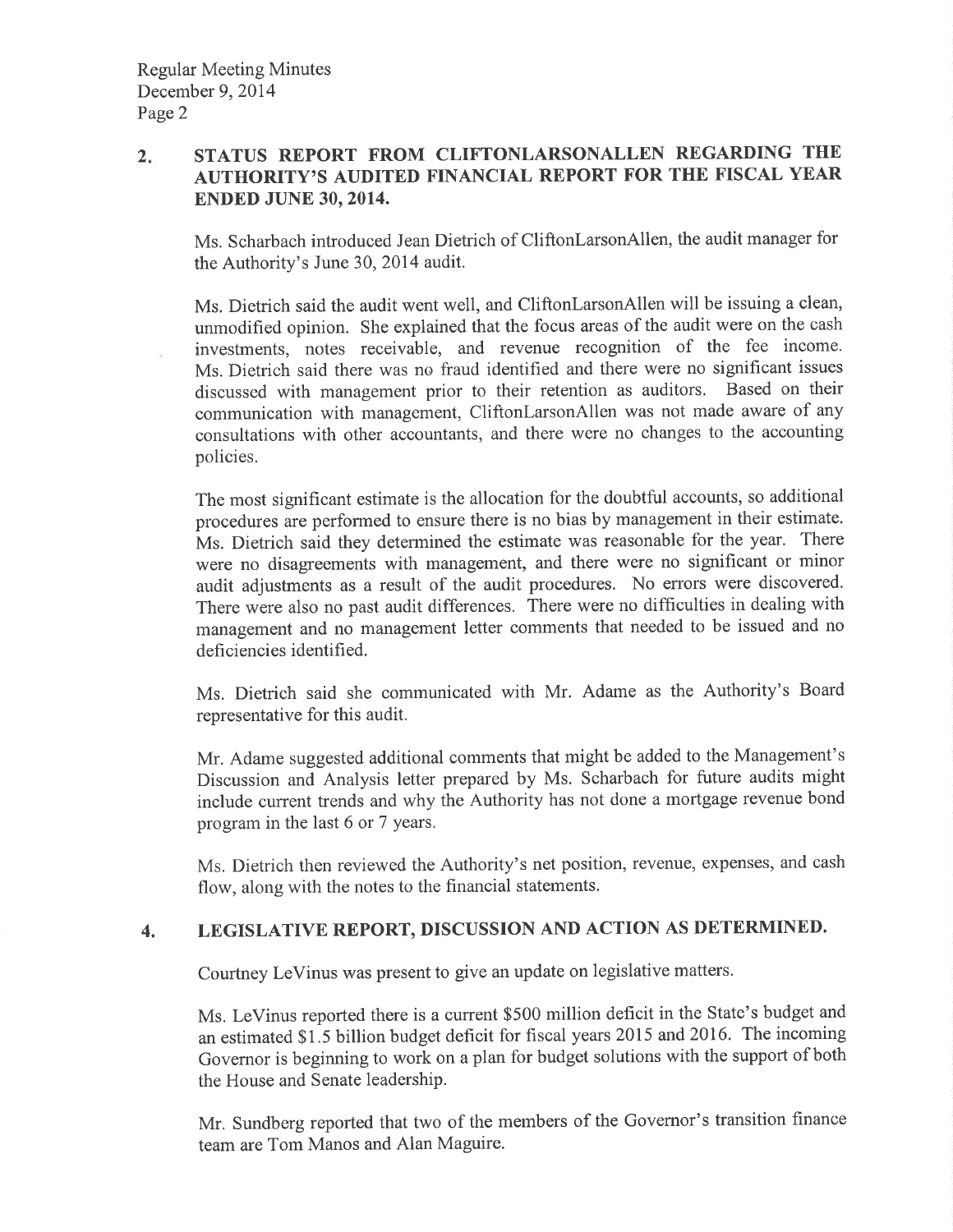## 2. STATUS REPORT FROM CLIFTONLARSONALLEN REGARDING THE AUTHORITY'S AUDITED FINANCIAL REPORT FOR THE FISCAL YEAR ENDED JUNE 30, 2014.

Ms. Scharbach introduced Jean Dietrich of CliftonLarsonAllen, the audit manager for the Authority's June 30, 2014 audit.

Ms. Dietrich said the audit went well, and CliftonLarsonAllen will be issuing a clean, unmodified opinion. She explained that the focus areas of the audit were on the cash investments, notes receivable, and revenue recognition of the fee income. Ms. Dietrich said there was no fraud identified and there were no significant issues discussed with management prior to their retention as auditors. Based on their communication with management, CliftonLarsonAllen was not made aware of any consultations with other accountants, and there were no changes to the accounting policies.

The most significant estimate is the allocation for the doubtful accounts, so additional procedures are performed to ensure there is no bias by management in their estimate. Ms. Dietrich said they determined the estimate was reasonable for the year. There were no disagreements with management, and there were no significant or minor audit adjustments as a result of the audit procedures. No errors were discovered. There were also no past audit differences. There were no difficulties in dealing with management and no management letter comments that needed to be issued and no deficiencies identified.

Ms. Dietrich said she communicated with Mr. Adame as the Authority's Board representative for this audit.

Mr. Adame suggested additional comments that might be added to the Management's Discussion and Analysis letter prepared by Ms. Scharbach for future audits might include current trends and why the Authority has not done a mortgage revenue bond program in the last 6 or 7 years.

Ms. Dietrich then reviewed the Authority's net position, revenue, expenses, and cash flow, along with the notes to the financial statements.

## 4. LEGISLATIVE REPORT, DISCUSSION AND ACTION AS DETERMINED.

Courtney LeVinus was present to give an update on legislative matters.

Ms. LeVinus reported there is a current $500 million deficit in the State's budget and an estimated $1.5 billion budget deficit for fiscal years 2015 and 2016. The incoming Governor is beginning to work on a plan for budget solutions with the support of both the House and Senate leadership.

Mr. Sundberg reported that two of the members of the Governor's transition finance team are Tom Manos and Alan Maguire.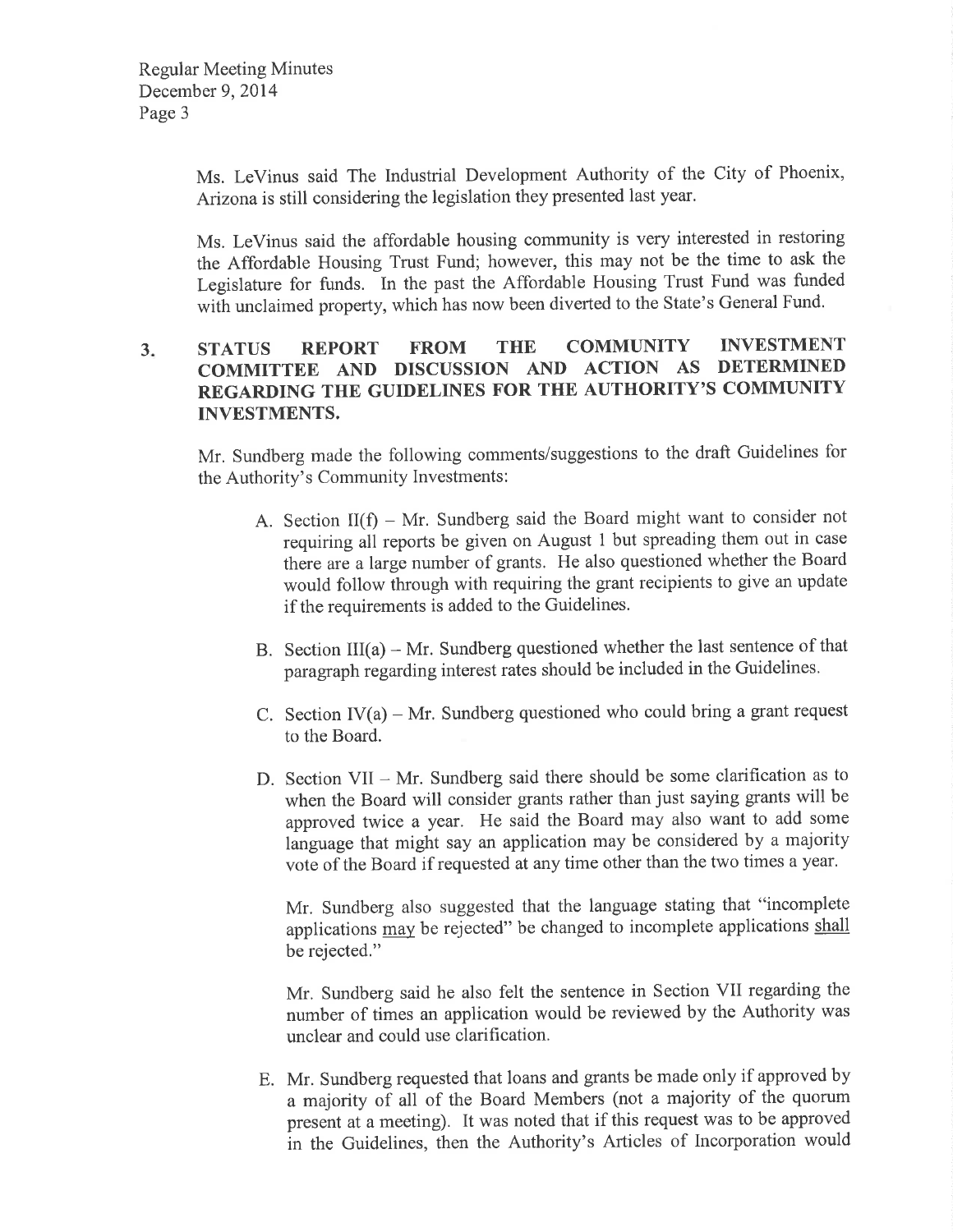Ms. LeVinus said The Industrial Development Authority of the City of Phoenix, Arizona is still considering the legislation they presented last year.

Ms. LeVinus said the affordable housing community is very interested in restoring the Affordable Housing Trust Fund; however, this may not be the time to ask the Legislature for funds. In the past the Affordable Housing Trust Fund was funded with unclaimed property, which has now been diverted to the State's General Fund.

## 3. STATUS REPORT FROM THE COMMUNITY INVESTMENT COMMITTEE AND DISCUSSION AND ACTION AS DETERMINED REGARDING THE GUIDELINES FOR THE AUTHORITY'S COMMUNITY INVESTMENTS.

Mr. Sundberg made the following comments/suggestions to the draft Guidelines for the Authority's Community Investments:

A. Section II(f) – Mr. Sundberg said the Board might want to consider not requiring all reports be given on August 1 but spreading them out in case there are a large number of grants. He also questioned whether the Board would follow through with requiring the grant recipients to give an update if the requirements is added to the Guidelines.

B. Section III(a) – Mr. Sundberg questioned whether the last sentence of that paragraph regarding interest rates should be included in the Guidelines.

C. Section IV(a) – Mr. Sundberg questioned who could bring a grant request to the Board.

D. Section VII – Mr. Sundberg said there should be some clarification as to when the Board will consider grants rather than just saying grants will be approved twice a year. He said the Board may also want to add some language that might say an application may be considered by a majority vote of the Board if requested at any time other than the two times a year.

   Mr. Sundberg also suggested that the language stating that "incomplete applications <u>may</u> be rejected" be changed to incomplete applications <u>shall</u> be rejected."

   Mr. Sundberg said he also felt the sentence in Section VII regarding the number of times an application would be reviewed by the Authority was unclear and could use clarification.

E. Mr. Sundberg requested that loans and grants be made only if approved by a majority of all of the Board Members (not a majority of the quorum present at a meeting). It was noted that if this request was to be approved in the Guidelines, then the Authority's Articles of Incorporation would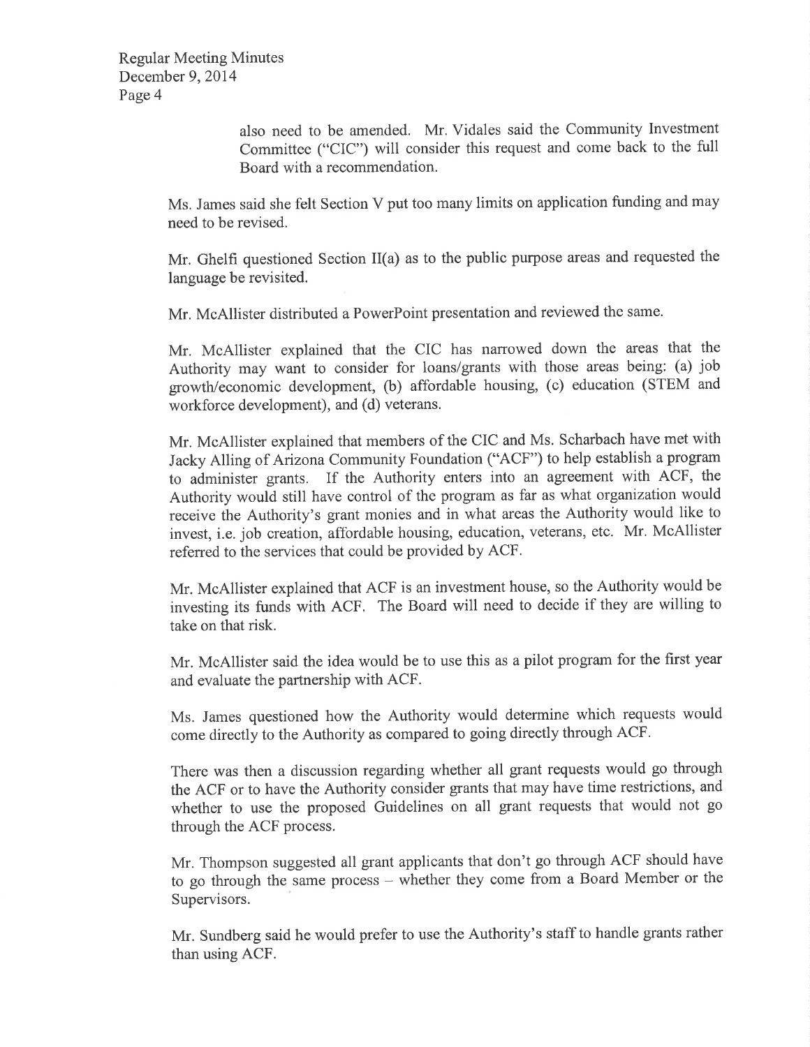also need to be amended. Mr. Vidales said the Community Investment Committee ("CIC") will consider this request and come back to the full Board with a recommendation.

Ms. James said she felt Section V put too many limits on application funding and may need to be revised.

Mr. Ghelfi questioned Section II(a) as to the public purpose areas and requested the language be revisited.

Mr. McAllister distributed a PowerPoint presentation and reviewed the same.

Mr. McAllister explained that the CIC has narrowed down the areas that the Authority may want to consider for loans/grants with those areas being: (a) job growth/economic development, (b) affordable housing, (c) education (STEM and workforce development), and (d) veterans.

Mr. McAllister explained that members of the CIC and Ms. Scharbach have met with Jacky Alling of Arizona Community Foundation ("ACF") to help establish a program to administer grants. If the Authority enters into an agreement with ACF, the Authority would still have control of the program as far as what organization would receive the Authority's grant monies and in what areas the Authority would like to invest, i.e. job creation, affordable housing, education, veterans, etc. Mr. McAllister referred to the services that could be provided by ACF.

Mr. McAllister explained that ACF is an investment house, so the Authority would be investing its funds with ACF. The Board will need to decide if they are willing to take on that risk.

Mr. McAllister said the idea would be to use this as a pilot program for the first year and evaluate the partnership with ACF.

Ms. James questioned how the Authority would determine which requests would come directly to the Authority as compared to going directly through ACF.

There was then a discussion regarding whether all grant requests would go through the ACF or to have the Authority consider grants that may have time restrictions, and whether to use the proposed Guidelines on all grant requests that would not go through the ACF process.

Mr. Thompson suggested all grant applicants that don't go through ACF should have to go through the same process – whether they come from a Board Member or the Supervisors.

Mr. Sundberg said he would prefer to use the Authority's staff to handle grants rather than using ACF.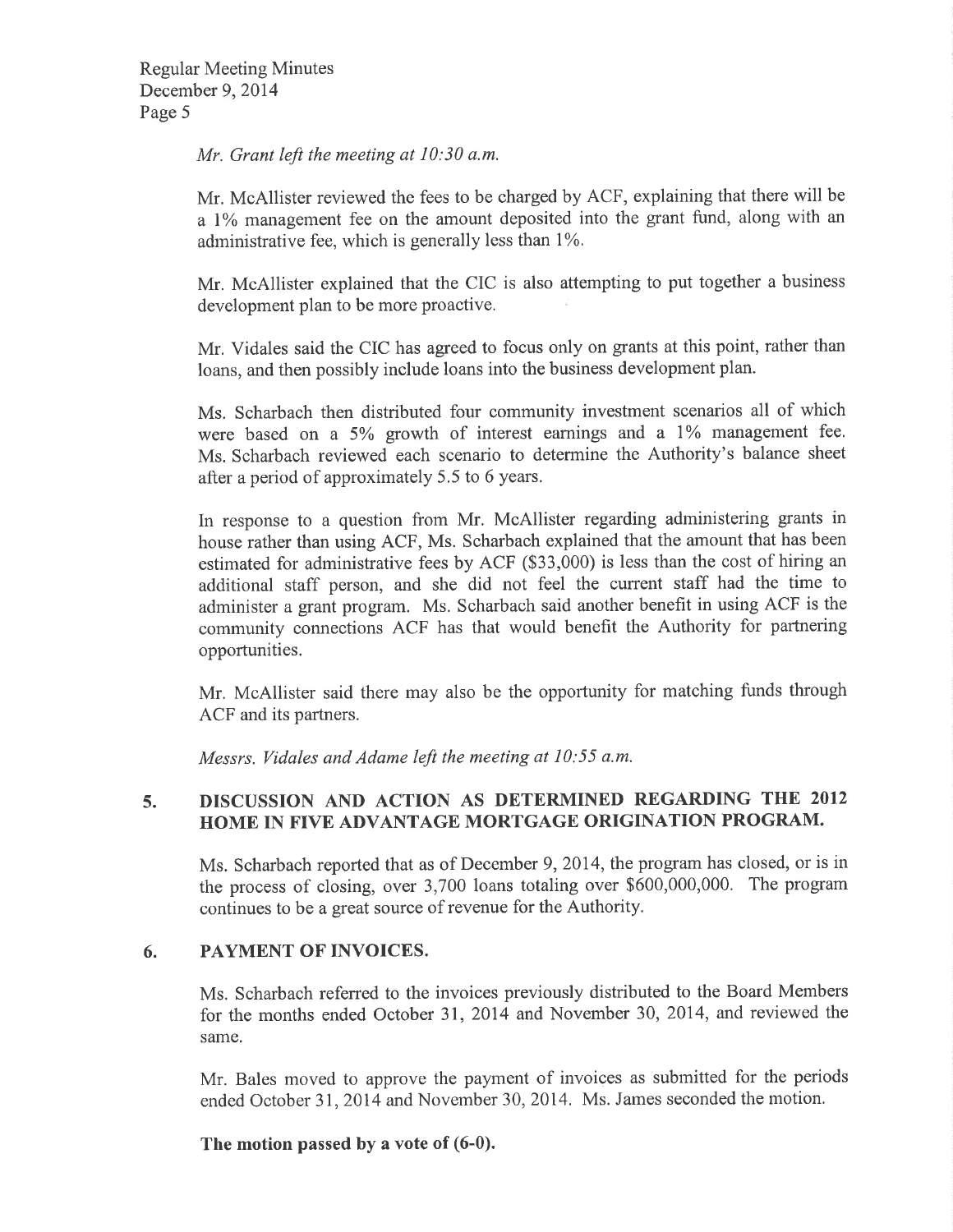*Mr. Grant left the meeting at 10:30 a.m.*

Mr. McAllister reviewed the fees to be charged by ACF, explaining that there will be a 1% management fee on the amount deposited into the grant fund, along with an administrative fee, which is generally less than 1%.

Mr. McAllister explained that the CIC is also attempting to put together a business development plan to be more proactive.

Mr. Vidales said the CIC has agreed to focus only on grants at this point, rather than loans, and then possibly include loans into the business development plan.

Ms. Scharbach then distributed four community investment scenarios all of which were based on a 5% growth of interest earnings and a 1% management fee. Ms. Scharbach reviewed each scenario to determine the Authority's balance sheet after a period of approximately 5.5 to 6 years.

In response to a question from Mr. McAllister regarding administering grants in house rather than using ACF, Ms. Scharbach explained that the amount that has been estimated for administrative fees by ACF ($33,000) is less than the cost of hiring an additional staff person, and she did not feel the current staff had the time to administer a grant program. Ms. Scharbach said another benefit in using ACF is the community connections ACF has that would benefit the Authority for partnering opportunities.

Mr. McAllister said there may also be the opportunity for matching funds through ACF and its partners.

*Messrs. Vidales and Adame left the meeting at 10:55 a.m.*

## 5. DISCUSSION AND ACTION AS DETERMINED REGARDING THE 2012 HOME IN FIVE ADVANTAGE MORTGAGE ORIGINATION PROGRAM.

Ms. Scharbach reported that as of December 9, 2014, the program has closed, or is in the process of closing, over 3,700 loans totaling over $600,000,000. The program continues to be a great source of revenue for the Authority.

## 6. PAYMENT OF INVOICES.

Ms. Scharbach referred to the invoices previously distributed to the Board Members for the months ended October 31, 2014 and November 30, 2014, and reviewed the same.

Mr. Bales moved to approve the payment of invoices as submitted for the periods ended October 31, 2014 and November 30, 2014. Ms. James seconded the motion.

**The motion passed by a vote of (6-0).**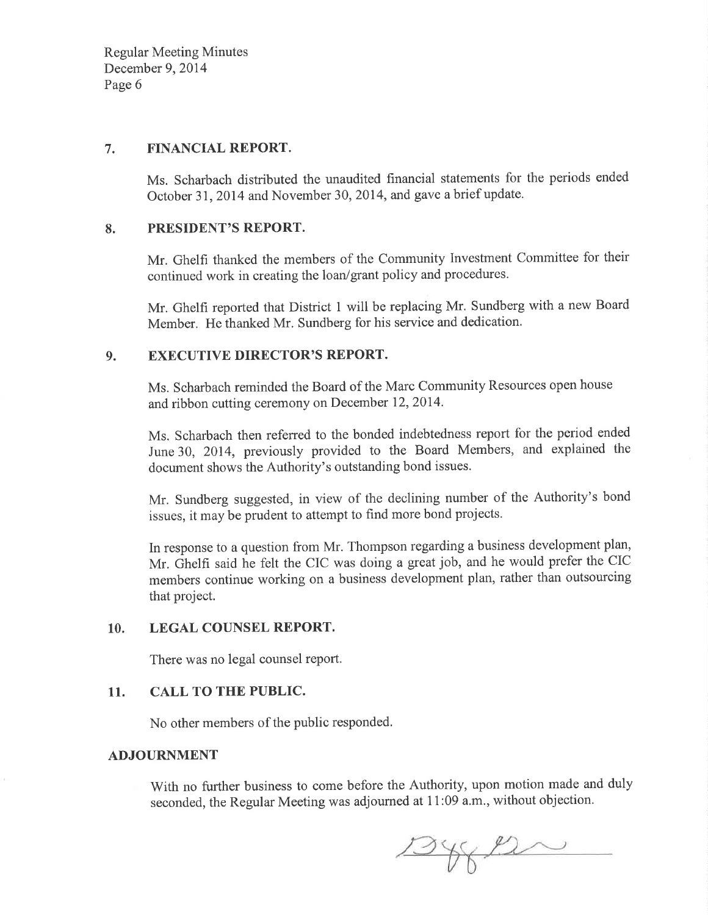## 7. FINANCIAL REPORT.

Ms. Scharbach distributed the unaudited financial statements for the periods ended October 31, 2014 and November 30, 2014, and gave a brief update.

## 8. PRESIDENT'S REPORT.

Mr. Ghelfi thanked the members of the Community Investment Committee for their continued work in creating the loan/grant policy and procedures.

Mr. Ghelfi reported that District 1 will be replacing Mr. Sundberg with a new Board Member. He thanked Mr. Sundberg for his service and dedication.

## 9. EXECUTIVE DIRECTOR'S REPORT.

Ms. Scharbach reminded the Board of the Marc Community Resources open house and ribbon cutting ceremony on December 12, 2014.

Ms. Scharbach then referred to the bonded indebtedness report for the period ended June 30, 2014, previously provided to the Board Members, and explained the document shows the Authority's outstanding bond issues.

Mr. Sundberg suggested, in view of the declining number of the Authority's bond issues, it may be prudent to attempt to find more bond projects.

In response to a question from Mr. Thompson regarding a business development plan, Mr. Ghelfi said he felt the CIC was doing a great job, and he would prefer the CIC members continue working on a business development plan, rather than outsourcing that project.

## 10. LEGAL COUNSEL REPORT.

There was no legal counsel report.

## 11. CALL TO THE PUBLIC.

No other members of the public responded.

## ADJOURNMENT

With no further business to come before the Authority, upon motion made and duly seconded, the Regular Meeting was adjourned at 11:09 a.m., without objection.